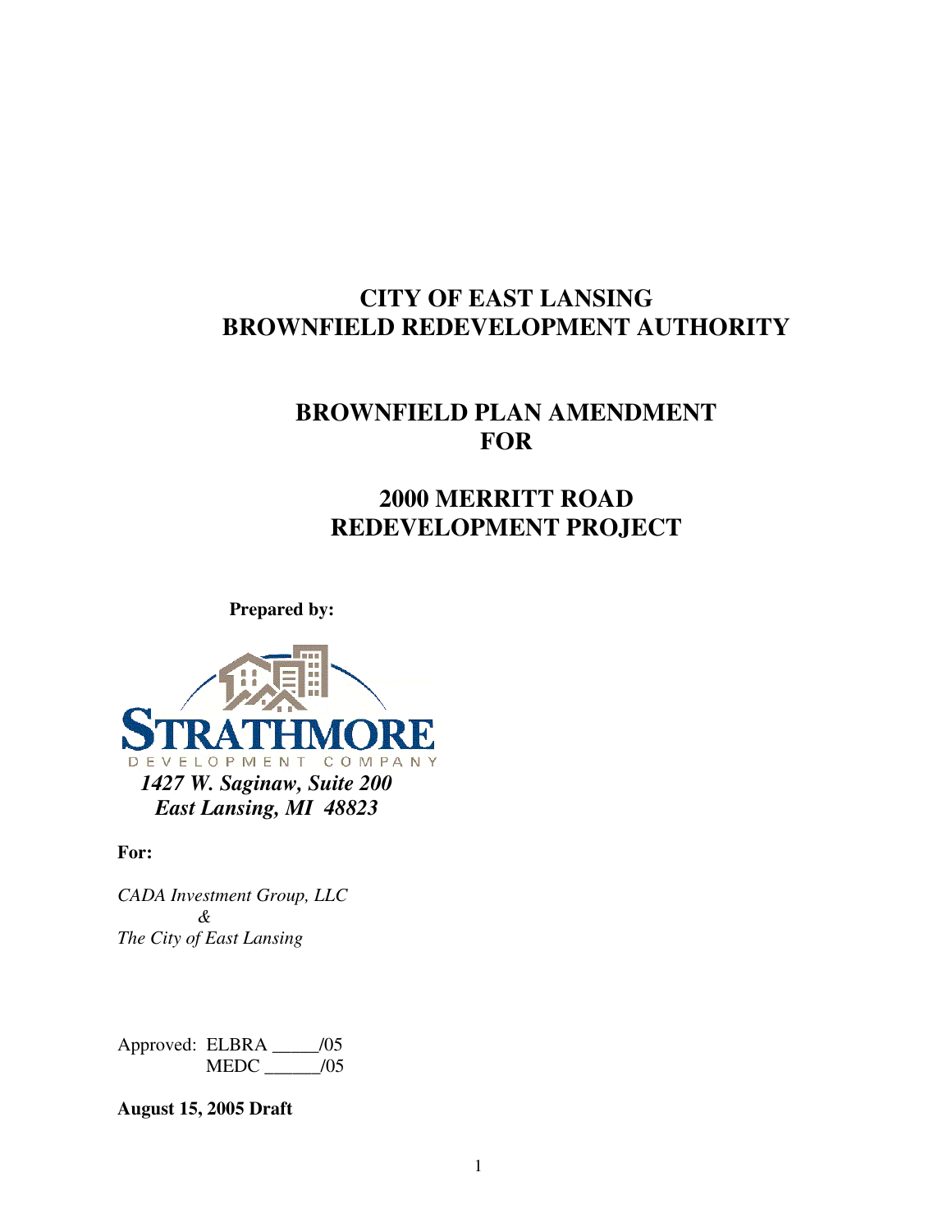# CITY OF EAST LANSING
# BROWNFIELD REDEVELOPMENT AUTHORITY

## BROWNFIELD PLAN AMENDMENT FOR

## 2000 MERRITT ROAD REDEVELOPMENT PROJECT

**Prepared by:**

STRATHMORE
DEVELOPMENT COMPANY

***1427 W. Saginaw, Suite 200***
***East Lansing, MI 48823***

**For:**

*CADA Investment Group, LLC*
*&*
*The City of East Lansing*

Approved: ELBRA _____/05
MEDC ______/05

**August 15, 2005 Draft**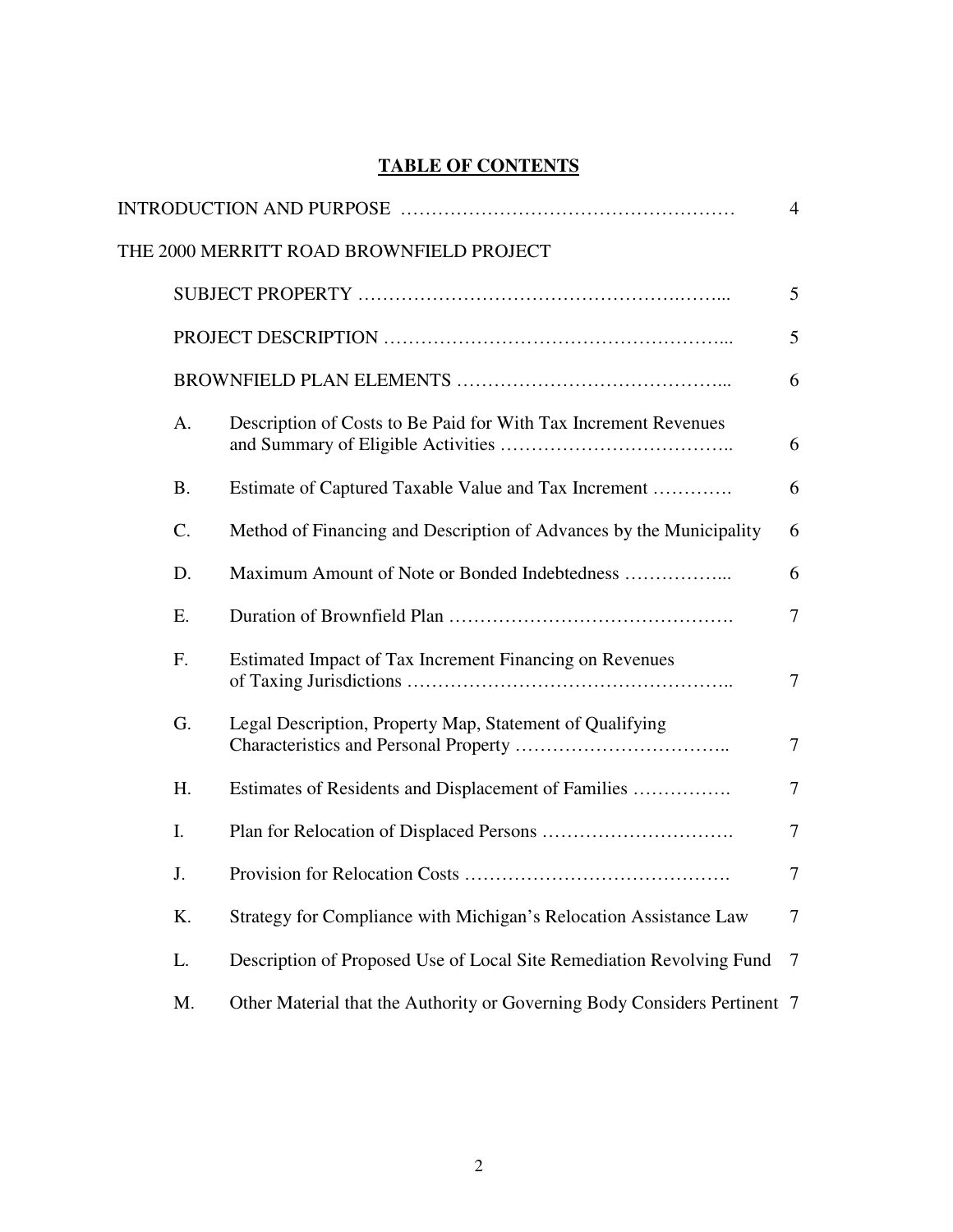# TABLE OF CONTENTS

| | | |
|---|---|---|
| INTRODUCTION AND PURPOSE | | 4 |
| THE 2000 MERRITT ROAD BROWNFIELD PROJECT | | |
| | SUBJECT PROPERTY | 5 |
| | PROJECT DESCRIPTION | 5 |
| | BROWNFIELD PLAN ELEMENTS | 6 |
| A. | Description of Costs to Be Paid for With Tax Increment Revenues and Summary of Eligible Activities | 6 |
| B. | Estimate of Captured Taxable Value and Tax Increment | 6 |
| C. | Method of Financing and Description of Advances by the Municipality | 6 |
| D. | Maximum Amount of Note or Bonded Indebtedness | 6 |
| E. | Duration of Brownfield Plan | 7 |
| F. | Estimated Impact of Tax Increment Financing on Revenues of Taxing Jurisdictions | 7 |
| G. | Legal Description, Property Map, Statement of Qualifying Characteristics and Personal Property | 7 |
| H. | Estimates of Residents and Displacement of Families | 7 |
| I. | Plan for Relocation of Displaced Persons | 7 |
| J. | Provision for Relocation Costs | 7 |
| K. | Strategy for Compliance with Michigan's Relocation Assistance Law | 7 |
| L. | Description of Proposed Use of Local Site Remediation Revolving Fund | 7 |
| M. | Other Material that the Authority or Governing Body Considers Pertinent | 7 |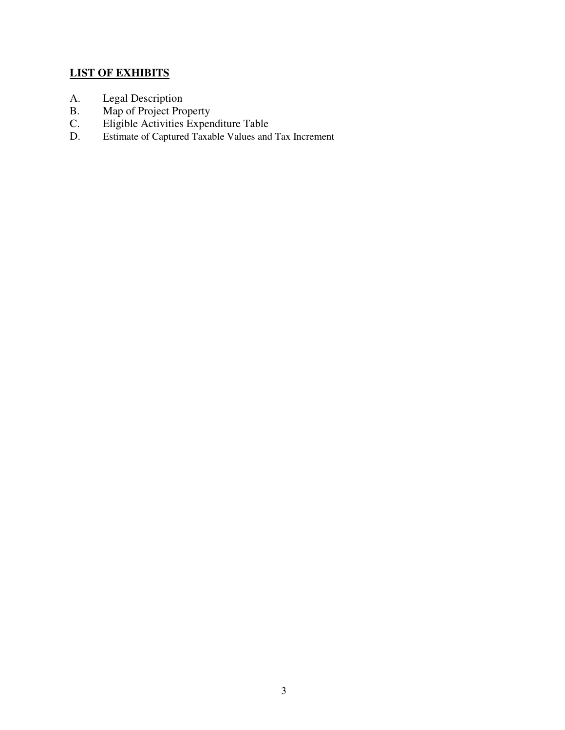## **LIST OF EXHIBITS**

A. Legal Description
B. Map of Project Property
C. Eligible Activities Expenditure Table
D. Estimate of Captured Taxable Values and Tax Increment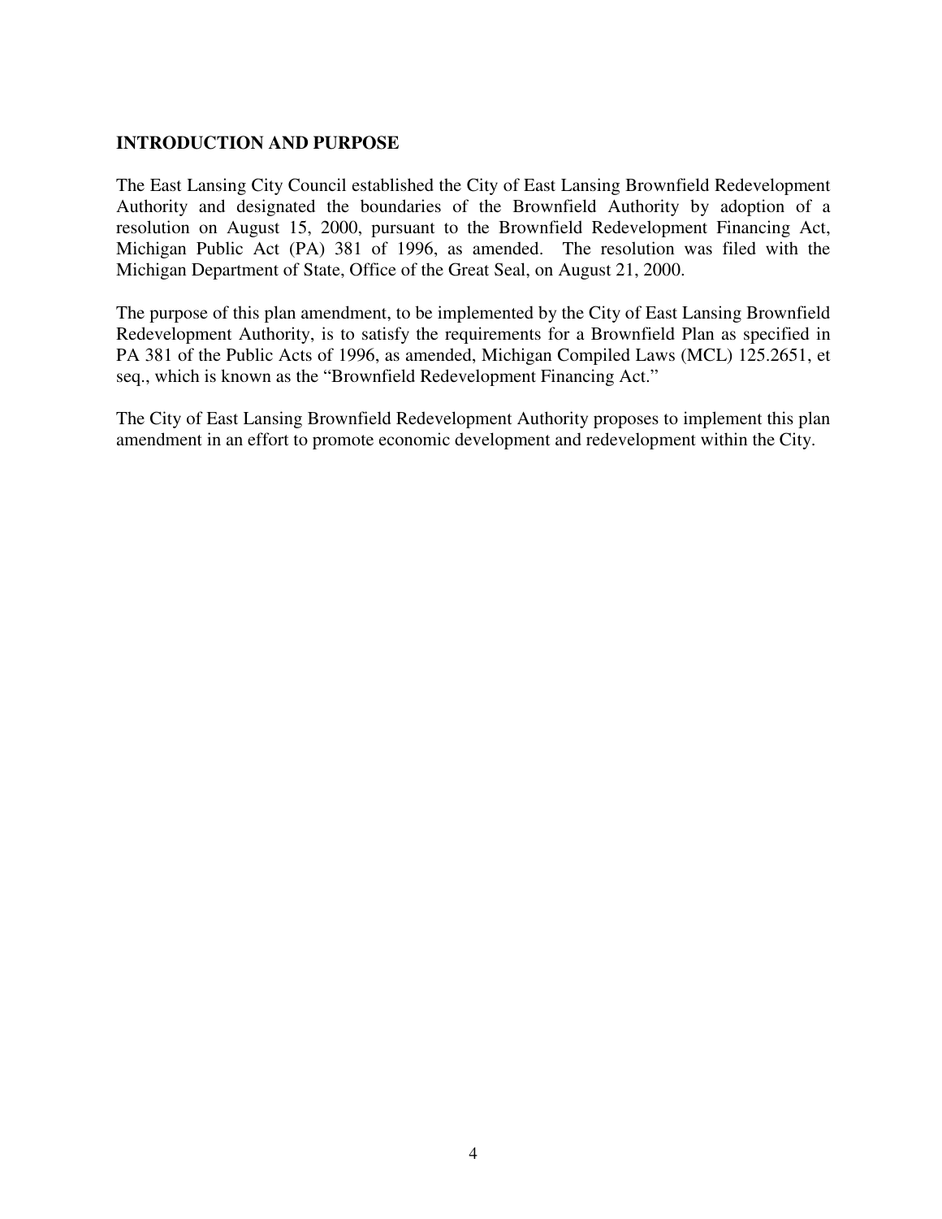## INTRODUCTION AND PURPOSE

The East Lansing City Council established the City of East Lansing Brownfield Redevelopment Authority and designated the boundaries of the Brownfield Authority by adoption of a resolution on August 15, 2000, pursuant to the Brownfield Redevelopment Financing Act, Michigan Public Act (PA) 381 of 1996, as amended. The resolution was filed with the Michigan Department of State, Office of the Great Seal, on August 21, 2000.

The purpose of this plan amendment, to be implemented by the City of East Lansing Brownfield Redevelopment Authority, is to satisfy the requirements for a Brownfield Plan as specified in PA 381 of the Public Acts of 1996, as amended, Michigan Compiled Laws (MCL) 125.2651, et seq., which is known as the "Brownfield Redevelopment Financing Act."

The City of East Lansing Brownfield Redevelopment Authority proposes to implement this plan amendment in an effort to promote economic development and redevelopment within the City.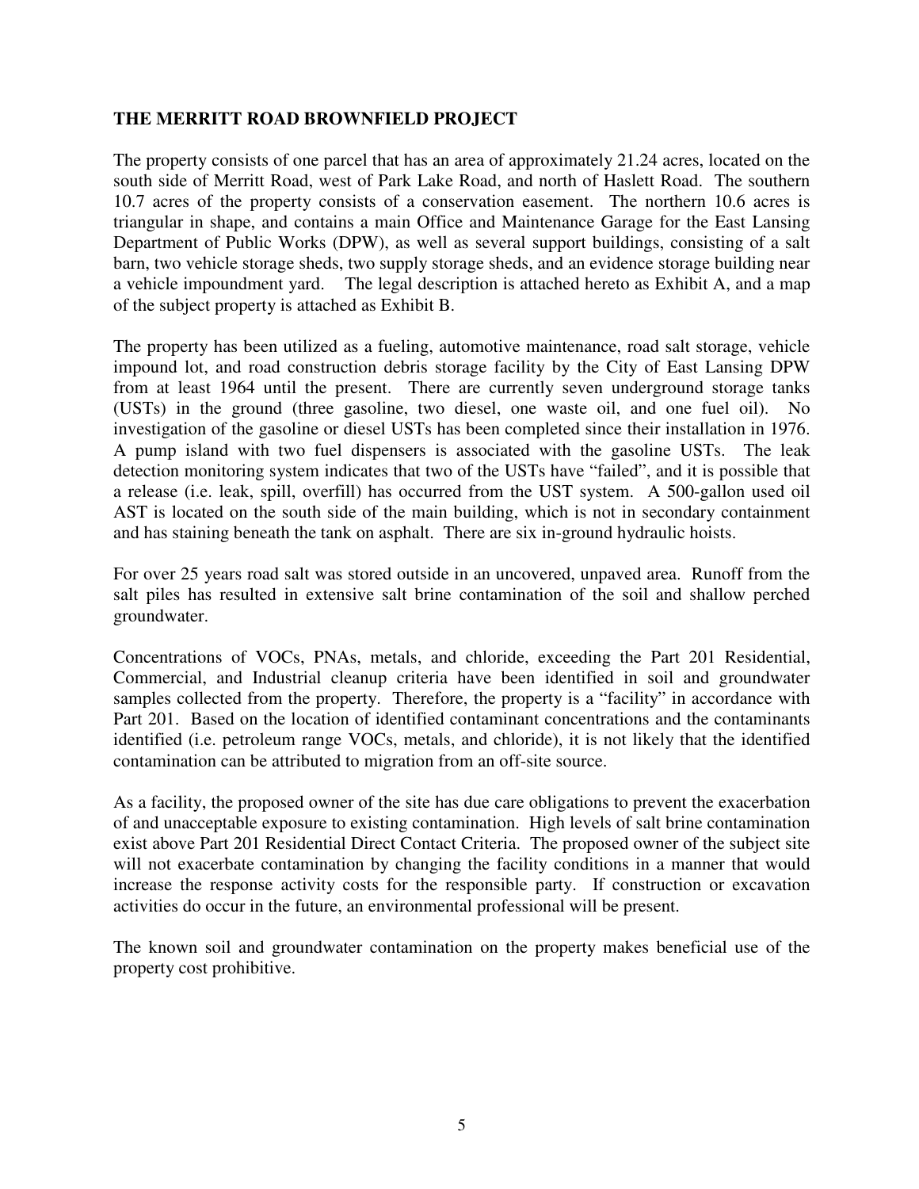## THE MERRITT ROAD BROWNFIELD PROJECT

The property consists of one parcel that has an area of approximately 21.24 acres, located on the south side of Merritt Road, west of Park Lake Road, and north of Haslett Road. The southern 10.7 acres of the property consists of a conservation easement. The northern 10.6 acres is triangular in shape, and contains a main Office and Maintenance Garage for the East Lansing Department of Public Works (DPW), as well as several support buildings, consisting of a salt barn, two vehicle storage sheds, two supply storage sheds, and an evidence storage building near a vehicle impoundment yard. The legal description is attached hereto as Exhibit A, and a map of the subject property is attached as Exhibit B.

The property has been utilized as a fueling, automotive maintenance, road salt storage, vehicle impound lot, and road construction debris storage facility by the City of East Lansing DPW from at least 1964 until the present. There are currently seven underground storage tanks (USTs) in the ground (three gasoline, two diesel, one waste oil, and one fuel oil). No investigation of the gasoline or diesel USTs has been completed since their installation in 1976. A pump island with two fuel dispensers is associated with the gasoline USTs. The leak detection monitoring system indicates that two of the USTs have "failed", and it is possible that a release (i.e. leak, spill, overfill) has occurred from the UST system. A 500-gallon used oil AST is located on the south side of the main building, which is not in secondary containment and has staining beneath the tank on asphalt. There are six in-ground hydraulic hoists.

For over 25 years road salt was stored outside in an uncovered, unpaved area. Runoff from the salt piles has resulted in extensive salt brine contamination of the soil and shallow perched groundwater.

Concentrations of VOCs, PNAs, metals, and chloride, exceeding the Part 201 Residential, Commercial, and Industrial cleanup criteria have been identified in soil and groundwater samples collected from the property. Therefore, the property is a "facility" in accordance with Part 201. Based on the location of identified contaminant concentrations and the contaminants identified (i.e. petroleum range VOCs, metals, and chloride), it is not likely that the identified contamination can be attributed to migration from an off-site source.

As a facility, the proposed owner of the site has due care obligations to prevent the exacerbation of and unacceptable exposure to existing contamination. High levels of salt brine contamination exist above Part 201 Residential Direct Contact Criteria. The proposed owner of the subject site will not exacerbate contamination by changing the facility conditions in a manner that would increase the response activity costs for the responsible party. If construction or excavation activities do occur in the future, an environmental professional will be present.

The known soil and groundwater contamination on the property makes beneficial use of the property cost prohibitive.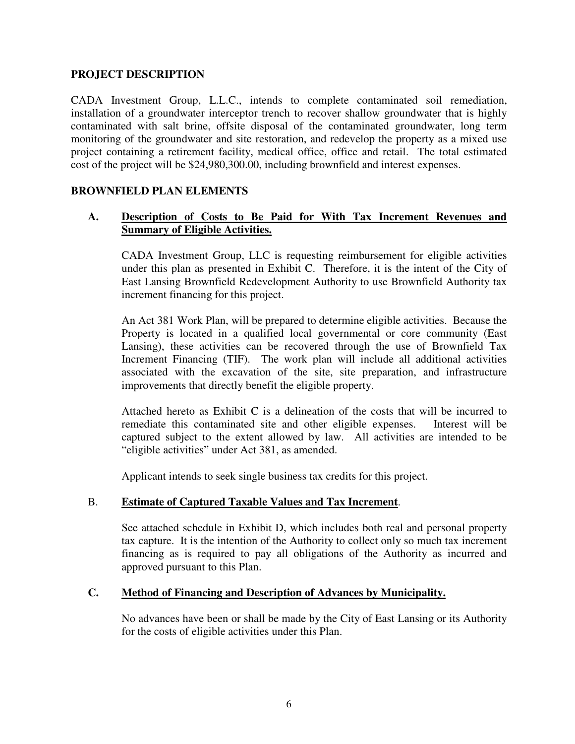**PROJECT DESCRIPTION**

CADA Investment Group, L.L.C., intends to complete contaminated soil remediation, installation of a groundwater interceptor trench to recover shallow groundwater that is highly contaminated with salt brine, offsite disposal of the contaminated groundwater, long term monitoring of the groundwater and site restoration, and redevelop the property as a mixed use project containing a retirement facility, medical office, office and retail. The total estimated cost of the project will be $24,980,300.00, including brownfield and interest expenses.

**BROWNFIELD PLAN ELEMENTS**

**A. <u>Description of Costs to Be Paid for With Tax Increment Revenues and Summary of Eligible Activities.</u>**

CADA Investment Group, LLC is requesting reimbursement for eligible activities under this plan as presented in Exhibit C. Therefore, it is the intent of the City of East Lansing Brownfield Redevelopment Authority to use Brownfield Authority tax increment financing for this project.

An Act 381 Work Plan, will be prepared to determine eligible activities. Because the Property is located in a qualified local governmental or core community (East Lansing), these activities can be recovered through the use of Brownfield Tax Increment Financing (TIF). The work plan will include all additional activities associated with the excavation of the site, site preparation, and infrastructure improvements that directly benefit the eligible property.

Attached hereto as Exhibit C is a delineation of the costs that will be incurred to remediate this contaminated site and other eligible expenses. Interest will be captured subject to the extent allowed by law. All activities are intended to be "eligible activities" under Act 381, as amended.

Applicant intends to seek single business tax credits for this project.

B. **<u>Estimate of Captured Taxable Values and Tax Increment</u>**.

See attached schedule in Exhibit D, which includes both real and personal property tax capture. It is the intention of the Authority to collect only so much tax increment financing as is required to pay all obligations of the Authority as incurred and approved pursuant to this Plan.

**C. <u>Method of Financing and Description of Advances by Municipality.</u>**

No advances have been or shall be made by the City of East Lansing or its Authority for the costs of eligible activities under this Plan.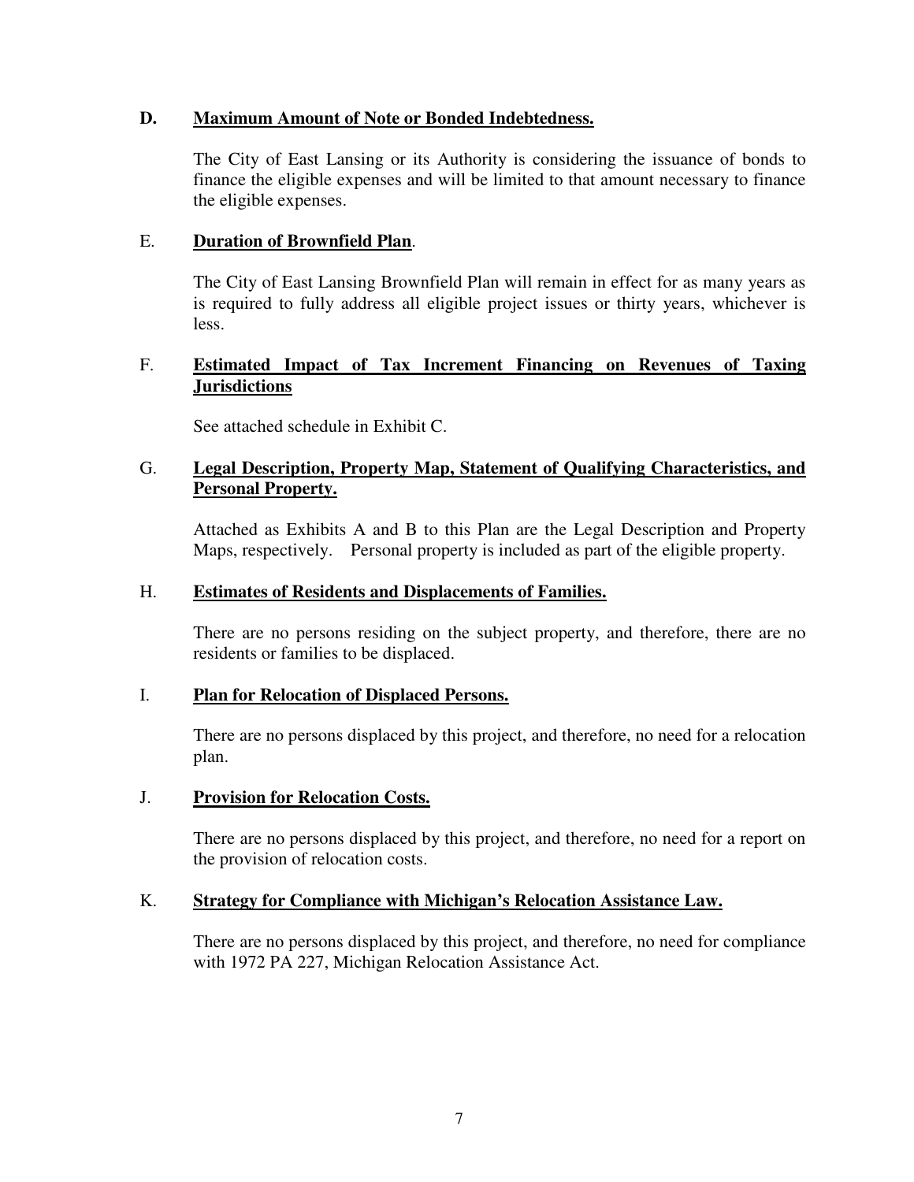### D. **Maximum Amount of Note or Bonded Indebtedness.**

The City of East Lansing or its Authority is considering the issuance of bonds to finance the eligible expenses and will be limited to that amount necessary to finance the eligible expenses.

### E. **Duration of Brownfield Plan**.

The City of East Lansing Brownfield Plan will remain in effect for as many years as is required to fully address all eligible project issues or thirty years, whichever is less.

### F. **Estimated Impact of Tax Increment Financing on Revenues of Taxing Jurisdictions**

See attached schedule in Exhibit C.

### G. **Legal Description, Property Map, Statement of Qualifying Characteristics, and Personal Property.**

Attached as Exhibits A and B to this Plan are the Legal Description and Property Maps, respectively. Personal property is included as part of the eligible property.

### H. **Estimates of Residents and Displacements of Families.**

There are no persons residing on the subject property, and therefore, there are no residents or families to be displaced.

### I. **Plan for Relocation of Displaced Persons.**

There are no persons displaced by this project, and therefore, no need for a relocation plan.

### J. **Provision for Relocation Costs.**

There are no persons displaced by this project, and therefore, no need for a report on the provision of relocation costs.

### K. **Strategy for Compliance with Michigan's Relocation Assistance Law.**

There are no persons displaced by this project, and therefore, no need for compliance with 1972 PA 227, Michigan Relocation Assistance Act.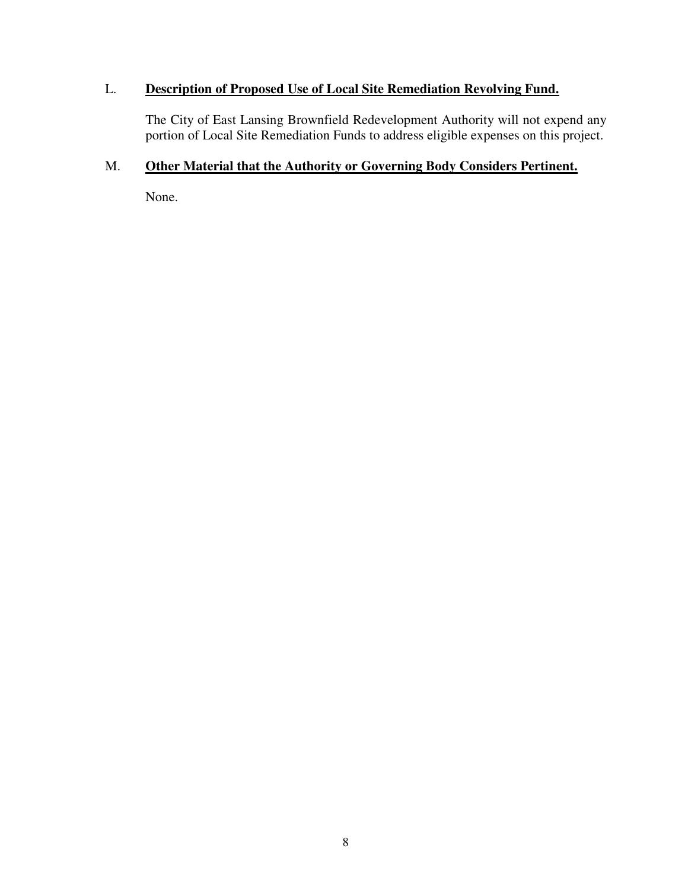L. **<u>Description of Proposed Use of Local Site Remediation Revolving Fund.</u>**

The City of East Lansing Brownfield Redevelopment Authority will not expend any portion of Local Site Remediation Funds to address eligible expenses on this project.

M. **<u>Other Material that the Authority or Governing Body Considers Pertinent.</u>**

None.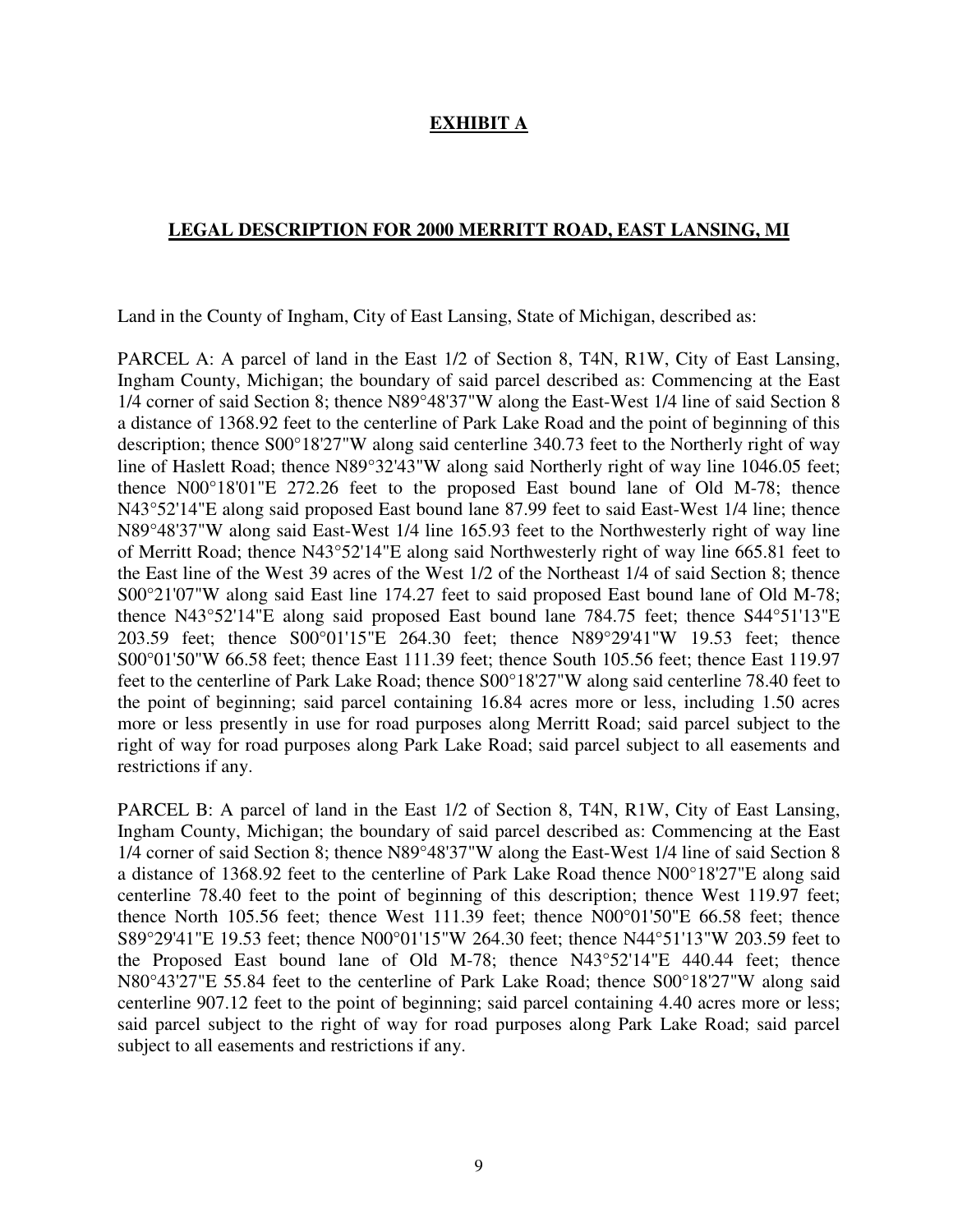# EXHIBIT A

## LEGAL DESCRIPTION FOR 2000 MERRITT ROAD, EAST LANSING, MI

Land in the County of Ingham, City of East Lansing, State of Michigan, described as:

PARCEL A: A parcel of land in the East 1/2 of Section 8, T4N, R1W, City of East Lansing, Ingham County, Michigan; the boundary of said parcel described as: Commencing at the East 1/4 corner of said Section 8; thence N89°48'37"W along the East-West 1/4 line of said Section 8 a distance of 1368.92 feet to the centerline of Park Lake Road and the point of beginning of this description; thence S00°18'27"W along said centerline 340.73 feet to the Northerly right of way line of Haslett Road; thence N89°32'43"W along said Northerly right of way line 1046.05 feet; thence N00°18'01"E 272.26 feet to the proposed East bound lane of Old M-78; thence N43°52'14"E along said proposed East bound lane 87.99 feet to said East-West 1/4 line; thence N89°48'37"W along said East-West 1/4 line 165.93 feet to the Northwesterly right of way line of Merritt Road; thence N43°52'14"E along said Northwesterly right of way line 665.81 feet to the East line of the West 39 acres of the West 1/2 of the Northeast 1/4 of said Section 8; thence S00°21'07"W along said East line 174.27 feet to said proposed East bound lane of Old M-78; thence N43°52'14"E along said proposed East bound lane 784.75 feet; thence S44°51'13"E 203.59 feet; thence S00°01'15"E 264.30 feet; thence N89°29'41"W 19.53 feet; thence S00°01'50"W 66.58 feet; thence East 111.39 feet; thence South 105.56 feet; thence East 119.97 feet to the centerline of Park Lake Road; thence S00°18'27"W along said centerline 78.40 feet to the point of beginning; said parcel containing 16.84 acres more or less, including 1.50 acres more or less presently in use for road purposes along Merritt Road; said parcel subject to the right of way for road purposes along Park Lake Road; said parcel subject to all easements and restrictions if any.

PARCEL B: A parcel of land in the East 1/2 of Section 8, T4N, R1W, City of East Lansing, Ingham County, Michigan; the boundary of said parcel described as: Commencing at the East 1/4 corner of said Section 8; thence N89°48'37"W along the East-West 1/4 line of said Section 8 a distance of 1368.92 feet to the centerline of Park Lake Road thence N00°18'27"E along said centerline 78.40 feet to the point of beginning of this description; thence West 119.97 feet; thence North 105.56 feet; thence West 111.39 feet; thence N00°01'50"E 66.58 feet; thence S89°29'41"E 19.53 feet; thence N00°01'15"W 264.30 feet; thence N44°51'13"W 203.59 feet to the Proposed East bound lane of Old M-78; thence N43°52'14"E 440.44 feet; thence N80°43'27"E 55.84 feet to the centerline of Park Lake Road; thence S00°18'27"W along said centerline 907.12 feet to the point of beginning; said parcel containing 4.40 acres more or less; said parcel subject to the right of way for road purposes along Park Lake Road; said parcel subject to all easements and restrictions if any.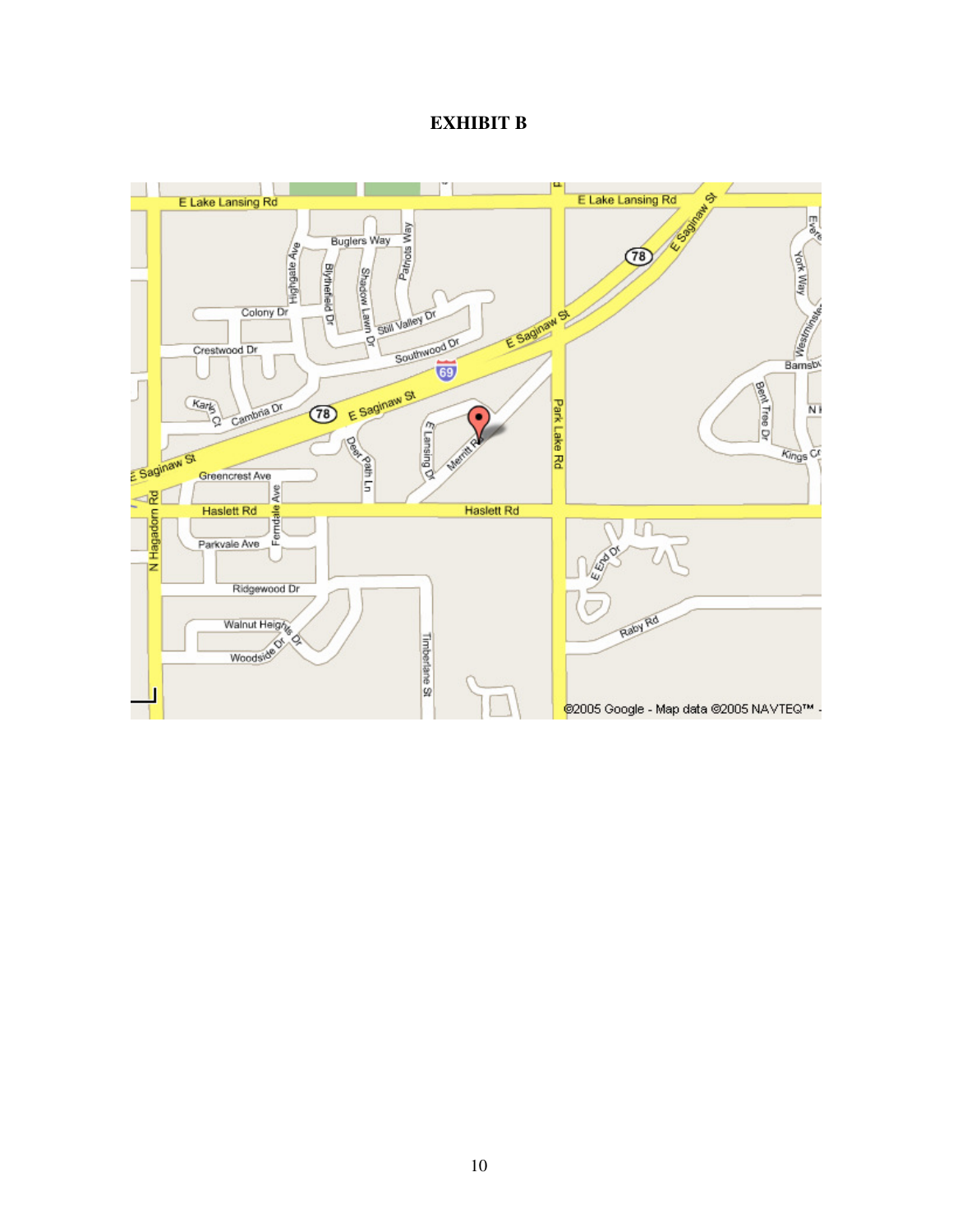# EXHIBIT B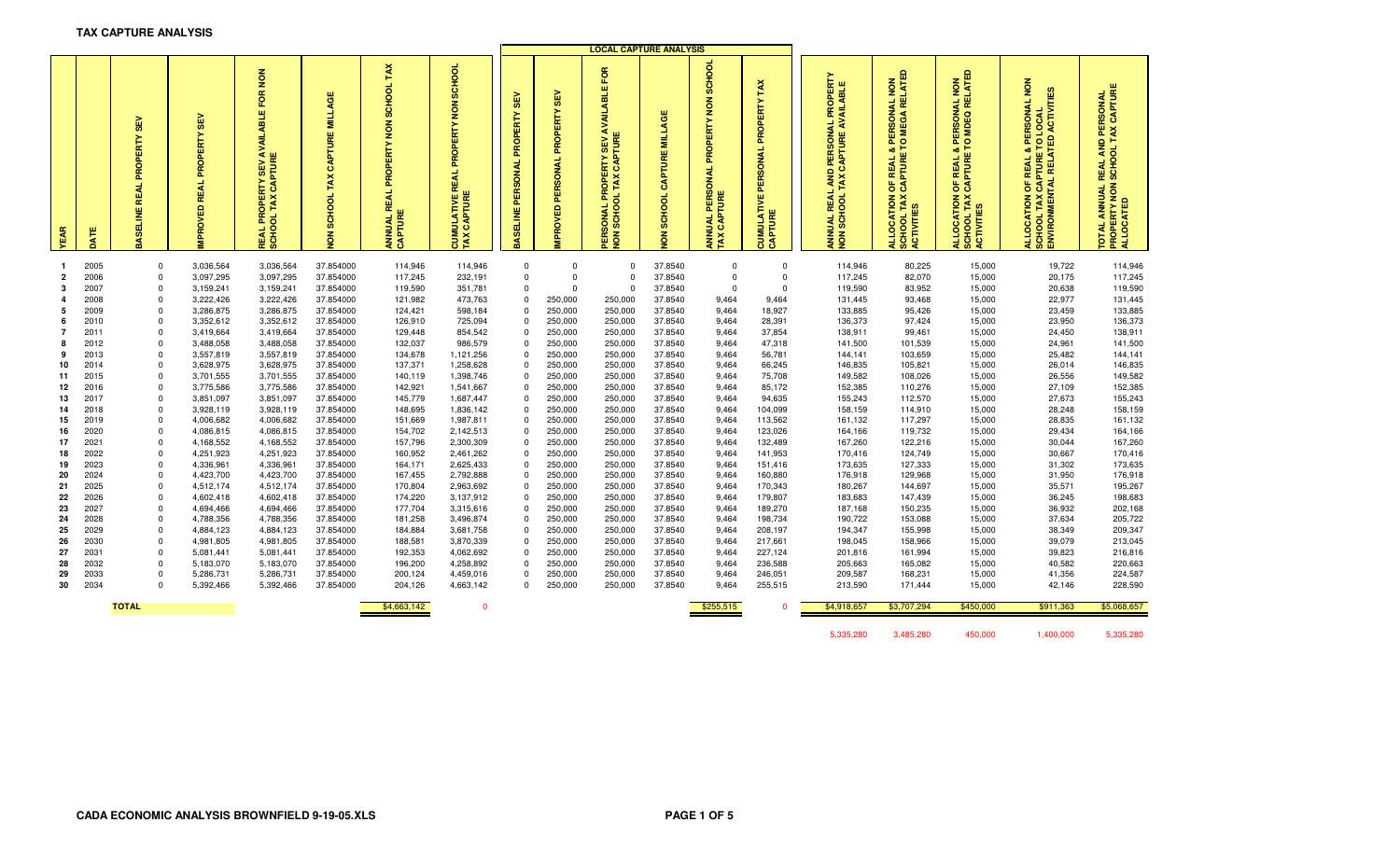**TAX CAPTURE ANALYSIS**

| YEAR | DATE | BASELINE REAL PROPERTY SEV | IMPROVED REAL PROPERTY SEV | REAL PROPERTY SEV AVAILABLE FOR NON SCHOOL TAX CAPTURE | NON SCHOOL TAX CAPTURE MILLAGE | ANNUAL REAL PROPERTY NON SCHOOL TAX CAPTURE | CUMULATIVE REAL PROPERTY NONSCHOOL TAX CAPTURE | LOCAL CAPTURE ANALYSIS BASELINE PERSONAL PROPERTY SEV | IMPROVED PERSONAL PROPERTY SEV | PERSONAL PROPERTY SEV AVAILABLE FOR NON SCHOOL TAX CAPTURE | NON SCHOOL CAPTURE MILLAGE | ANNUAL PERSONAL PROPERTY NON SCHOOL TAX CAPTURE | CUMULATIVE PERSONAL PROPERTY TAX CAPTURE | ANNUAL REAL AND PERSONAL PROPERTY NON SCHOOL TAX CAPTURE AVAILABLE | ALLOCATION OF REAL & PERSONAL NON SCHOOL TAX CAPTURE TO MEGA RELATED ACTIVITIES | ALLOCATION OF REAL & PERSONAL NON SCHOOL TAX CAPTURE TO MDEQ RELATED ACTIVITIES | ALLOCATION OF REAL & PERSONAL NON SCHOOL TAX CAPTURE TO LOCAL ENVIRONMENTAL RELATED ACTIVITIES | TOTAL ANNUAL REAL AND PERSONAL PROPERTY NON SCHOOL TAX CAPTURE ALLOCATED |
|---|---|---|---|---|---|---|---|---|---|---|---|---|---|---|---|---|---|---|
| 1 | 2005 | 0 | 3,036,564 | 3,036,564 | 37.854000 | 114,946 | 114,946 | 0 | 0 | 0 | 37.8540 | 0 | 0 | 114,946 | 80,225 | 15,000 | 19,722 | 114,946 |
| 2 | 2006 | 0 | 3,097,295 | 3,097,295 | 37.854000 | 117,245 | 232,191 | 0 | 0 | 0 | 37.8540 | 0 | 0 | 117,245 | 82,070 | 15,000 | 20,175 | 117,245 |
| 3 | 2007 | 0 | 3,159,241 | 3,159,241 | 37.854000 | 119,590 | 351,781 | 0 | 0 | 0 | 37.8540 | 0 | 0 | 119,590 | 83,952 | 15,000 | 20,638 | 119,590 |
| 4 | 2008 | 0 | 3,222,426 | 3,222,426 | 37.854000 | 121,982 | 473,763 | 0 | 250,000 | 250,000 | 37.8540 | 9,464 | 9,464 | 131,445 | 93,468 | 15,000 | 22,977 | 131,445 |
| 5 | 2009 | 0 | 3,286,875 | 3,286,875 | 37.854000 | 124,421 | 598,184 | 0 | 250,000 | 250,000 | 37.8540 | 9,464 | 18,927 | 133,885 | 95,426 | 15,000 | 23,459 | 133,885 |
| 6 | 2010 | 0 | 3,352,612 | 3,352,612 | 37.854000 | 126,910 | 725,094 | 0 | 250,000 | 250,000 | 37.8540 | 9,464 | 28,391 | 136,373 | 97,424 | 15,000 | 23,950 | 136,373 |
| 7 | 2011 | 0 | 3,419,664 | 3,419,664 | 37.854000 | 129,448 | 854,542 | 0 | 250,000 | 250,000 | 37.8540 | 9,464 | 37,854 | 138,911 | 99,461 | 15,000 | 24,450 | 138,911 |
| 8 | 2012 | 0 | 3,488,058 | 3,488,058 | 37.854000 | 132,037 | 986,579 | 0 | 250,000 | 250,000 | 37.8540 | 9,464 | 47,318 | 141,500 | 101,539 | 15,000 | 24,961 | 141,500 |
| 9 | 2013 | 0 | 3,557,819 | 3,557,819 | 37.854000 | 134,678 | 1,121,256 | 0 | 250,000 | 250,000 | 37.8540 | 9,464 | 56,781 | 144,141 | 103,659 | 15,000 | 25,482 | 144,141 |
| 10 | 2014 | 0 | 3,628,975 | 3,628,975 | 37.854000 | 137,371 | 1,258,628 | 0 | 250,000 | 250,000 | 37.8540 | 9,464 | 66,245 | 146,835 | 105,821 | 15,000 | 26,014 | 146,835 |
| 11 | 2015 | 0 | 3,701,555 | 3,701,555 | 37.854000 | 140,119 | 1,398,746 | 0 | 250,000 | 250,000 | 37.8540 | 9,464 | 75,708 | 149,582 | 108,026 | 15,000 | 26,556 | 149,582 |
| 12 | 2016 | 0 | 3,775,586 | 3,775,586 | 37.854000 | 142,921 | 1,541,667 | 0 | 250,000 | 250,000 | 37.8540 | 9,464 | 85,172 | 152,385 | 110,276 | 15,000 | 27,109 | 152,385 |
| 13 | 2017 | 0 | 3,851,097 | 3,851,097 | 37.854000 | 145,779 | 1,687,447 | 0 | 250,000 | 250,000 | 37.8540 | 9,464 | 94,635 | 155,243 | 112,570 | 15,000 | 27,673 | 155,243 |
| 14 | 2018 | 0 | 3,928,119 | 3,928,119 | 37.854000 | 148,695 | 1,836,142 | 0 | 250,000 | 250,000 | 37.8540 | 9,464 | 104,099 | 158,159 | 114,910 | 15,000 | 28,248 | 158,159 |
| 15 | 2019 | 0 | 4,006,682 | 4,006,682 | 37.854000 | 151,669 | 1,987,811 | 0 | 250,000 | 250,000 | 37.8540 | 9,464 | 113,562 | 161,132 | 117,297 | 15,000 | 28,835 | 161,132 |
| 16 | 2020 | 0 | 4,086,815 | 4,086,815 | 37.854000 | 154,702 | 2,142,513 | 0 | 250,000 | 250,000 | 37.8540 | 9,464 | 123,026 | 164,166 | 119,732 | 15,000 | 29,434 | 164,166 |
| 17 | 2021 | 0 | 4,168,552 | 4,168,552 | 37.854000 | 157,796 | 2,300,309 | 0 | 250,000 | 250,000 | 37.8540 | 9,464 | 132,489 | 167,260 | 122,216 | 15,000 | 30,044 | 167,260 |
| 18 | 2022 | 0 | 4,251,923 | 4,251,923 | 37.854000 | 160,952 | 2,461,262 | 0 | 250,000 | 250,000 | 37.8540 | 9,464 | 141,953 | 170,416 | 124,749 | 15,000 | 30,667 | 170,416 |
| 19 | 2023 | 0 | 4,336,961 | 4,336,961 | 37.854000 | 164,171 | 2,625,433 | 0 | 250,000 | 250,000 | 37.8540 | 9,464 | 151,416 | 173,635 | 127,333 | 15,000 | 31,302 | 173,635 |
| 20 | 2024 | 0 | 4,423,700 | 4,423,700 | 37.854000 | 167,455 | 2,792,888 | 0 | 250,000 | 250,000 | 37.8540 | 9,464 | 160,880 | 176,918 | 129,968 | 15,000 | 31,950 | 176,918 |
| 21 | 2025 | 0 | 4,512,174 | 4,512,174 | 37.854000 | 170,804 | 2,963,692 | 0 | 250,000 | 250,000 | 37.8540 | 9,464 | 170,343 | 180,267 | 144,697 | 15,000 | 35,571 | 195,267 |
| 22 | 2026 | 0 | 4,602,418 | 4,602,418 | 37.854000 | 174,220 | 3,137,912 | 0 | 250,000 | 250,000 | 37.8540 | 9,464 | 179,807 | 183,683 | 147,439 | 15,000 | 36,245 | 198,683 |
| 23 | 2027 | 0 | 4,694,466 | 4,694,466 | 37.854000 | 177,704 | 3,315,616 | 0 | 250,000 | 250,000 | 37.8540 | 9,464 | 189,270 | 187,168 | 150,235 | 15,000 | 36,932 | 202,168 |
| 24 | 2028 | 0 | 4,788,356 | 4,788,356 | 37.854000 | 181,258 | 3,496,874 | 0 | 250,000 | 250,000 | 37.8540 | 9,464 | 198,734 | 190,722 | 153,088 | 15,000 | 37,634 | 205,722 |
| 25 | 2029 | 0 | 4,884,123 | 4,884,123 | 37.854000 | 184,884 | 3,681,758 | 0 | 250,000 | 250,000 | 37.8540 | 9,464 | 208,197 | 194,347 | 155,998 | 15,000 | 38,349 | 209,347 |
| 26 | 2030 | 0 | 4,981,805 | 4,981,805 | 37.854000 | 188,581 | 3,870,339 | 0 | 250,000 | 250,000 | 37.8540 | 9,464 | 217,661 | 198,045 | 158,966 | 15,000 | 39,079 | 213,045 |
| 27 | 2031 | 0 | 5,081,441 | 5,081,441 | 37.854000 | 192,353 | 4,062,692 | 0 | 250,000 | 250,000 | 37.8540 | 9,464 | 227,124 | 201,816 | 161,994 | 15,000 | 39,823 | 216,816 |
| 28 | 2032 | 0 | 5,183,070 | 5,183,070 | 37.854000 | 196,200 | 4,258,892 | 0 | 250,000 | 250,000 | 37.8540 | 9,464 | 236,588 | 205,663 | 165,082 | 15,000 | 40,582 | 220,663 |
| 29 | 2033 | 0 | 5,286,731 | 5,286,731 | 37.854000 | 200,124 | 4,459,016 | 0 | 250,000 | 250,000 | 37.8540 | 9,464 | 246,051 | 209,587 | 168,231 | 15,000 | 41,356 | 224,587 |
| 30 | 2034 | 0 | 5,392,466 | 5,392,466 | 37.854000 | 204,126 | 4,663,142 | 0 | 250,000 | 250,000 | 37.8540 | 9,464 | 255,515 | 213,590 | 171,444 | 15,000 | 42,146 | 228,590 |
| | **TOTAL** | | | | | $4,663,142 | 0 | | | | | $255,515 | 0 | $4,918,657 | $3,707,294 | $450,000 | $911,363 | $5,068,657 |
| | | | | | | | | | | | | | | 5,335,280 | 3,485,280 | 450,000 | 1,400,000 | 5,335,280 |

CADA ECONOMIC ANALYSIS BROWNFIELD 9-19-05.XLS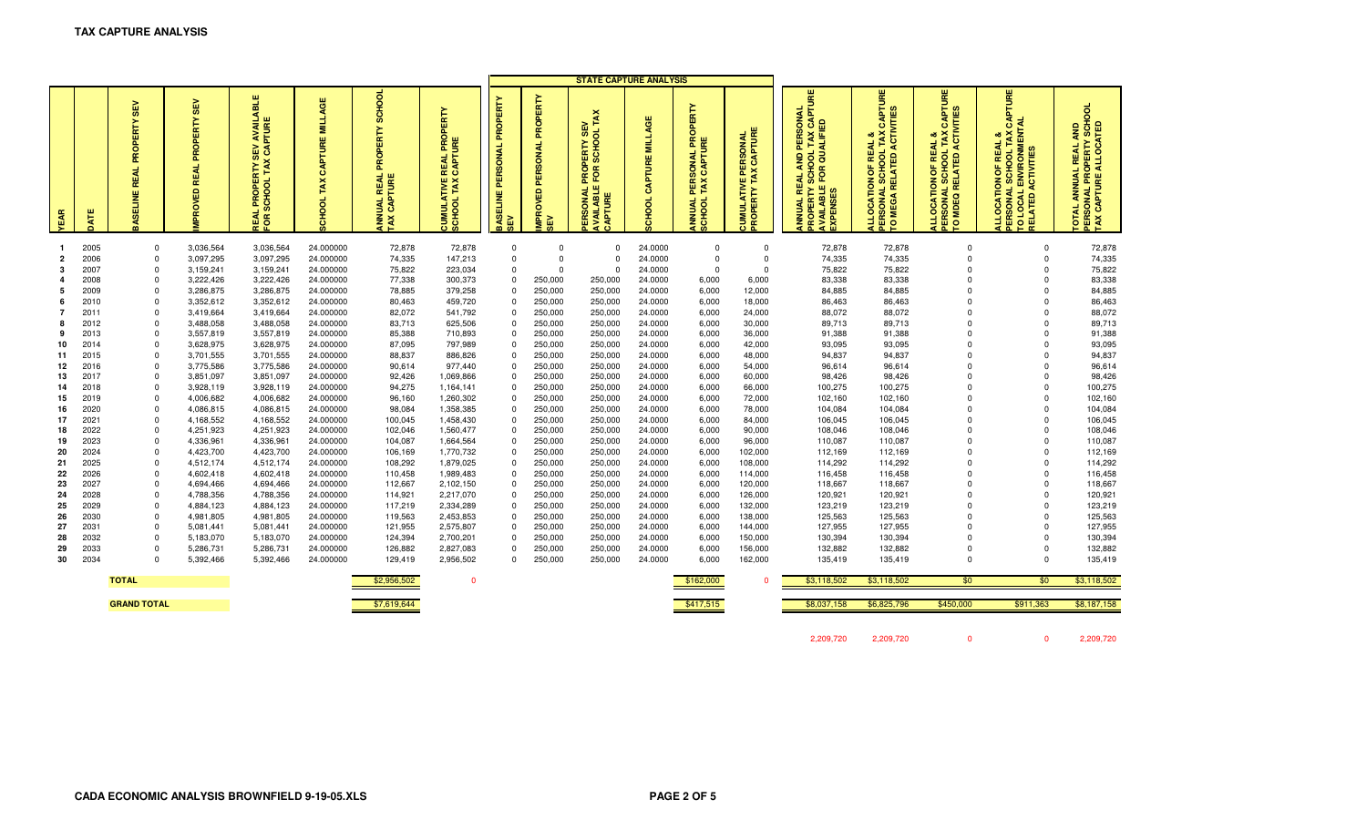**TAX CAPTURE ANALYSIS**

| | | | | | | | | STATE CAPTURE ANALYSIS | | | | | | | | | | | |
|---|---|---|---|---|---|---|---|---|---|---|---|---|---|---|---|---|---|---|---|
| YEAR | DATE | BASELINE REAL PROPERTY SEV | IMPROVED REAL PROPERTY SEV | REAL PROPERTY SEV AVAILABLE FOR SCHOOL TAX CAPTURE | SCHOOL TAX CAPTURE MILLAGE | ANNUAL REAL PROPERTY SCHOOL TAX CAPTURE | CUMULATIVE REAL PROPERTY SCHOOL TAX CAPTURE | BASELINE PERSONAL PROPERTY SEV | IMPROVED PERSONAL PROPERTY SEV | PERSONAL PROPERTY SEV AVAILABLE FOR SCHOOL TAX CAPTURE | SCHOOL CAPTURE MILLAGE | ANNUAL PERSONAL PROPERTY SCHOOL TAX CAPTURE | CUMULATIVE PERSONAL PROPERTY TAX CAPTURE | ANNUAL REAL AND PERSONAL PROPERTY SCHOOL TAX CAPTURE AVAILABLE FOR QUALIFIED EXPENSES | ALLOCATIONOF REAL & PERSONAL SCHOOL TAX CAPTURE TO MEGA RELATED ACTIVITIES | ALLOCATIONOF REAL & PERSONAL SCHOOL TAX CAPTURE TO MDEQ RELATED ACTIVITIES | ALLOCATIONOF REAL & PERSONAL SCHOOL TAX CAPTURE TO LOCAL ENVIRONMENTAL RELATED ACTIVITIES | TOTAL ANNUAL REAL AND PERSONAL PROPERTY SCHOOL TAX CAPTURE ALLOCATED |
| 1 | 2005 | 0 | 3,036,564 | 3,036,564 | 24.000000 | 72,878 | 72,878 | 0 | 0 | 0 | 24.0000 | 0 | 0 | 72,878 | 72,878 | 0 | 0 | 72,878 |
| 2 | 2006 | 0 | 3,097,295 | 3,097,295 | 24.000000 | 74,335 | 147,213 | 0 | 0 | 0 | 24.0000 | 0 | 0 | 74,335 | 74,335 | 0 | 0 | 74,335 |
| 3 | 2007 | 0 | 3,159,241 | 3,159,241 | 24.000000 | 75,822 | 223,034 | 0 | 0 | 0 | 24.0000 | 0 | 0 | 75,822 | 75,822 | 0 | 0 | 75,822 |
| 4 | 2008 | 0 | 3,222,426 | 3,222,426 | 24.000000 | 77,338 | 300,373 | 0 | 250,000 | 250,000 | 24.0000 | 6,000 | 6,000 | 83,338 | 83,338 | 0 | 0 | 83,338 |
| 5 | 2009 | 0 | 3,286,875 | 3,286,875 | 24.000000 | 78,885 | 379,258 | 0 | 250,000 | 250,000 | 24.0000 | 6,000 | 12,000 | 84,885 | 84,885 | 0 | 0 | 84,885 |
| 6 | 2010 | 0 | 3,352,612 | 3,352,612 | 24.000000 | 80,463 | 459,720 | 0 | 250,000 | 250,000 | 24.0000 | 6,000 | 18,000 | 86,463 | 86,463 | 0 | 0 | 86,463 |
| 7 | 2011 | 0 | 3,419,664 | 3,419,664 | 24.000000 | 82,072 | 541,792 | 0 | 250,000 | 250,000 | 24.0000 | 6,000 | 24,000 | 88,072 | 88,072 | 0 | 0 | 88,072 |
| 8 | 2012 | 0 | 3,488,058 | 3,488,058 | 24.000000 | 83,713 | 625,506 | 0 | 250,000 | 250,000 | 24.0000 | 6,000 | 30,000 | 89,713 | 89,713 | 0 | 0 | 89,713 |
| 9 | 2013 | 0 | 3,557,819 | 3,557,819 | 24.000000 | 85,388 | 710,893 | 0 | 250,000 | 250,000 | 24.0000 | 6,000 | 36,000 | 91,388 | 91,388 | 0 | 0 | 91,388 |
| 10 | 2014 | 0 | 3,628,975 | 3,628,975 | 24.000000 | 87,095 | 797,989 | 0 | 250,000 | 250,000 | 24.0000 | 6,000 | 42,000 | 93,095 | 93,095 | 0 | 0 | 93,095 |
| 11 | 2015 | 0 | 3,701,555 | 3,701,555 | 24.000000 | 88,837 | 886,826 | 0 | 250,000 | 250,000 | 24.0000 | 6,000 | 48,000 | 94,837 | 94,837 | 0 | 0 | 94,837 |
| 12 | 2016 | 0 | 3,775,586 | 3,775,586 | 24.000000 | 90,614 | 977,440 | 0 | 250,000 | 250,000 | 24.0000 | 6,000 | 54,000 | 96,614 | 96,614 | 0 | 0 | 96,614 |
| 13 | 2017 | 0 | 3,851,097 | 3,851,097 | 24.000000 | 92,426 | 1,069,866 | 0 | 250,000 | 250,000 | 24.0000 | 6,000 | 60,000 | 98,426 | 98,426 | 0 | 0 | 98,426 |
| 14 | 2018 | 0 | 3,928,119 | 3,928,119 | 24.000000 | 94,275 | 1,164,141 | 0 | 250,000 | 250,000 | 24.0000 | 6,000 | 66,000 | 100,275 | 100,275 | 0 | 0 | 100,275 |
| 15 | 2019 | 0 | 4,006,682 | 4,006,682 | 24.000000 | 96,160 | 1,260,302 | 0 | 250,000 | 250,000 | 24.0000 | 6,000 | 72,000 | 102,160 | 102,160 | 0 | 0 | 102,160 |
| 16 | 2020 | 0 | 4,086,815 | 4,086,815 | 24.000000 | 98,084 | 1,358,385 | 0 | 250,000 | 250,000 | 24.0000 | 6,000 | 78,000 | 104,084 | 104,084 | 0 | 0 | 104,084 |
| 17 | 2021 | 0 | 4,168,552 | 4,168,552 | 24.000000 | 100,045 | 1,458,430 | 0 | 250,000 | 250,000 | 24.0000 | 6,000 | 84,000 | 106,045 | 106,045 | 0 | 0 | 106,045 |
| 18 | 2022 | 0 | 4,251,923 | 4,251,923 | 24.000000 | 102,046 | 1,560,477 | 0 | 250,000 | 250,000 | 24.0000 | 6,000 | 90,000 | 108,046 | 108,046 | 0 | 0 | 108,046 |
| 19 | 2023 | 0 | 4,336,961 | 4,336,961 | 24.000000 | 104,087 | 1,664,564 | 0 | 250,000 | 250,000 | 24.0000 | 6,000 | 96,000 | 110,087 | 110,087 | 0 | 0 | 110,087 |
| 20 | 2024 | 0 | 4,423,700 | 4,423,700 | 24.000000 | 106,169 | 1,770,732 | 0 | 250,000 | 250,000 | 24.0000 | 6,000 | 102,000 | 112,169 | 112,169 | 0 | 0 | 112,169 |
| 21 | 2025 | 0 | 4,512,174 | 4,512,174 | 24.000000 | 108,292 | 1,879,025 | 0 | 250,000 | 250,000 | 24.0000 | 6,000 | 108,000 | 114,292 | 114,292 | 0 | 0 | 114,292 |
| 22 | 2026 | 0 | 4,602,418 | 4,602,418 | 24.000000 | 110,458 | 1,989,483 | 0 | 250,000 | 250,000 | 24.0000 | 6,000 | 114,000 | 116,458 | 116,458 | 0 | 0 | 116,458 |
| 23 | 2027 | 0 | 4,694,466 | 4,694,466 | 24.000000 | 112,667 | 2,102,150 | 0 | 250,000 | 250,000 | 24.0000 | 6,000 | 120,000 | 118,667 | 118,667 | 0 | 0 | 118,667 |
| 24 | 2028 | 0 | 4,788,356 | 4,788,356 | 24.000000 | 114,921 | 2,217,070 | 0 | 250,000 | 250,000 | 24.0000 | 6,000 | 126,000 | 120,921 | 120,921 | 0 | 0 | 120,921 |
| 25 | 2029 | 0 | 4,884,123 | 4,884,123 | 24.000000 | 117,219 | 2,334,289 | 0 | 250,000 | 250,000 | 24.0000 | 6,000 | 132,000 | 123,219 | 123,219 | 0 | 0 | 123,219 |
| 26 | 2030 | 0 | 4,981,805 | 4,981,805 | 24.000000 | 119,563 | 2,453,853 | 0 | 250,000 | 250,000 | 24.0000 | 6,000 | 138,000 | 125,563 | 125,563 | 0 | 0 | 125,563 |
| 27 | 2031 | 0 | 5,081,441 | 5,081,441 | 24.000000 | 121,955 | 2,575,807 | 0 | 250,000 | 250,000 | 24.0000 | 6,000 | 144,000 | 127,955 | 127,955 | 0 | 0 | 127,955 |
| 28 | 2032 | 0 | 5,183,070 | 5,183,070 | 24.000000 | 124,394 | 2,700,201 | 0 | 250,000 | 250,000 | 24.0000 | 6,000 | 150,000 | 130,394 | 130,394 | 0 | 0 | 130,394 |
| 29 | 2033 | 0 | 5,286,731 | 5,286,731 | 24.000000 | 126,882 | 2,827,083 | 0 | 250,000 | 250,000 | 24.0000 | 6,000 | 156,000 | 132,882 | 132,882 | 0 | 0 | 132,882 |
| 30 | 2034 | 0 | 5,392,466 | 5,392,466 | 24.000000 | 129,419 | 2,956,502 | 0 | 250,000 | 250,000 | 24.0000 | 6,000 | 162,000 | 135,419 | 135,419 | 0 | 0 | 135,419 |
| | **TOTAL** | | | | | $2,956,502 | 0 | | | | | $162,000 | 0 | $3,118,502 | $3,118,502 | $0 | $0 | $3,118,502 |
| | **GRAND TOTAL** | | | | | $7,619,644 | | | | | | $417,515 | | $8,037,158 | $6,825,796 | $450,000 | $911,363 | $8,187,158 |
| | | | | | | | | | | | | | | 2,209,720 | 2,209,720 | 0 | 0 | 2,209,720 |

**CADA ECONOMIC ANALYSIS BROWNFIELD 9-19-05.XLS**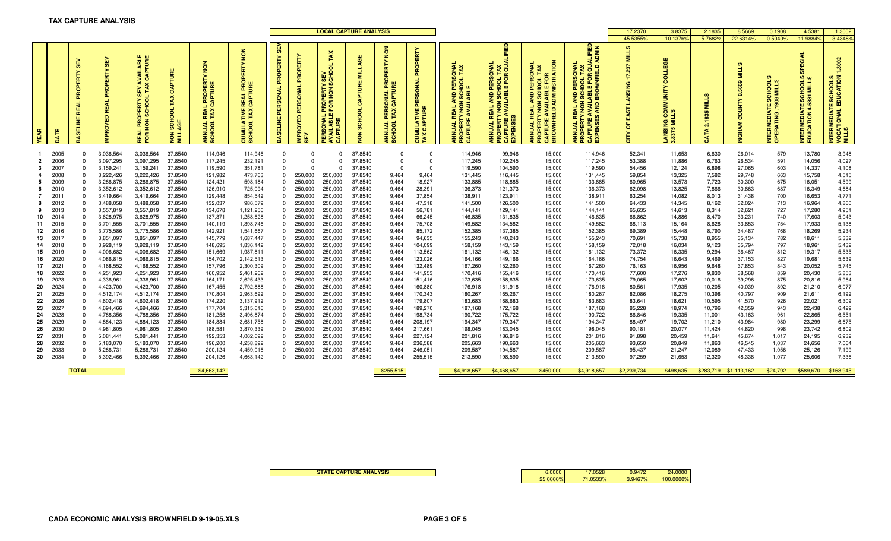## TAX CAPTURE ANALYSIS

| | | | | | | **LOCAL CAPTURE ANALYSIS** | | | | | | | | | | | | | | | 17.2370 | 3.8375 | 2.1835 | 8.5669 | 0.1908 | 4.5381 | 1.3002 |
|---|---|---|---|---|---|---|---|---|---|---|---|---|---|---|---|---|---|---|---|---|---|---|---|---|---|---|---|
| | | | | | | | | | | | | | | | | | | | | | 45.5355% | 10.1376% | 5.7682% | 22.6314% | 0.5040% | 11.9884% | 3.4348% |
| YEAR | DATE | BASELINE REAL PROPERTY SEV | IMPROVED REAL PROPERTY SEV | REAL PROPERTY SEV AVAILABLE FOR NON SCHOOL TAX CAPTURE | NON SCHOOL TAX CAPTURE MILLAGE | ANNUAL REAL PROPERTY NON SCHOOL TAX CAPTURE | CUMULATIVE REAL PROPERTY NON SCHOOL TAX CAPTURE | BASELINE PERSONAL PROPERTY SEV | IMPROVED PERSONAL PROPERTY SEV | PERSONAL PROPERTY SEV AVAILABLE FOR NON SCHOOL TAX CAPTURE | NON SCHOOL CAPTURE MILLAGE | ANNUAL PERSONAL PROPERTY NON SCHOOL TAX CAPTURE | CUMULATIVE PERSONAL PROPERTY TAX CAPTURE | ANNUAL REAL AND PERSONAL PROPERTY NON SCHOOL TAX CAPTURE AVAILABLE | ANNUAL REAL AND PERSONAL PROPERTY NON SCHOOL TAX CAPTURE AVAILABLE FOR QUALIFIED EXPENSES | ANNUAL REAL AND PERSONAL PROPERTY NON SCHOOL TAX CAPTURE AVAILABLE FOR BROWNFIELD ADMINISTRATION | ANNUAL REAL AND PERSONAL PROPERTY NON SCHOOL TAX CAPTURE AVAILABLE FOR QUALIFIED EXPENSES AND BROWNFIELD ADMIN | CITY OF EAST LANSING 17.237 MILLS | LANSING COMMUNITY COLLEGE 3.8375 MILLS | CATA 2.1835 MILLS | INGHAM COUNTY 8.5669 MILLS | INTERMEDIATE SCHOOLS OPERATING .1908 MILLS | INTERMEDIATE SCHOOLS SPECIAL EDUCATION 4.5381 MILLS | INTERMEDIATE SCHOOLS VOCATIONAL EDUCATION 1.3002 MILLS |
| 1 | 2005 | 0 | 3,036,564 | 3,036,564 | 37.8540 | 114,946 | 114,946 | 0 | 0 | 0 | 37.8540 | 0 | 0 | 114,946 | 99,946 | 15,000 | 114,946 | 52,341 | 11,653 | 6,630 | 26,014 | 579 | 13,780 | 3,948 |
| 2 | 2006 | 0 | 3,097,295 | 3,097,295 | 37.8540 | 117,245 | 232,191 | 0 | 0 | 0 | 37.8540 | 0 | 0 | 117,245 | 102,245 | 15,000 | 117,245 | 53,388 | 11,886 | 6,763 | 26,534 | 591 | 14,056 | 4,027 |
| 3 | 2007 | 0 | 3,159,241 | 3,159,241 | 37.8540 | 119,590 | 351,781 | 0 | 0 | 0 | 37.8540 | 0 | 0 | 119,590 | 104,590 | 15,000 | 119,590 | 54,456 | 12,124 | 6,898 | 27,065 | 603 | 14,337 | 4,108 |
| 4 | 2008 | 0 | 3,222,426 | 3,222,426 | 37.8540 | 121,982 | 473,763 | 0 | 250,000 | 250,000 | 37.8540 | 9,464 | 9,464 | 131,445 | 116,445 | 15,000 | 131,445 | 59,854 | 13,325 | 7,582 | 29,748 | 663 | 15,758 | 4,515 |
| 5 | 2009 | 0 | 3,286,875 | 3,286,875 | 37.8540 | 124,421 | 598,184 | 0 | 250,000 | 250,000 | 37.8540 | 9,464 | 18,927 | 133,885 | 118,885 | 15,000 | 133,885 | 60,965 | 13,573 | 7,723 | 30,300 | 675 | 16,051 | 4,599 |
| 6 | 2010 | 0 | 3,352,612 | 3,352,612 | 37.8540 | 126,910 | 725,094 | 0 | 250,000 | 250,000 | 37.8540 | 9,464 | 28,391 | 136,373 | 121,373 | 15,000 | 136,373 | 62,098 | 13,825 | 7,866 | 30,863 | 687 | 16,349 | 4,684 |
| 7 | 2011 | 0 | 3,419,664 | 3,419,664 | 37.8540 | 129,448 | 854,542 | 0 | 250,000 | 250,000 | 37.8540 | 9,464 | 37,854 | 138,911 | 123,911 | 15,000 | 138,911 | 63,254 | 14,082 | 8,013 | 31,438 | 700 | 16,653 | 4,771 |
| 8 | 2012 | 0 | 3,488,058 | 3,488,058 | 37.8540 | 132,037 | 986,579 | 0 | 250,000 | 250,000 | 37.8540 | 9,464 | 47,318 | 141,500 | 126,500 | 15,000 | 141,500 | 64,433 | 14,345 | 8,162 | 32,024 | 713 | 16,964 | 4,860 |
| 9 | 2013 | 0 | 3,557,819 | 3,557,819 | 37.8540 | 134,678 | 1,121,256 | 0 | 250,000 | 250,000 | 37.8540 | 9,464 | 56,781 | 144,141 | 129,141 | 15,000 | 144,141 | 65,635 | 14,613 | 8,314 | 32,621 | 727 | 17,280 | 4,951 |
| 10 | 2014 | 0 | 3,628,975 | 3,628,975 | 37.8540 | 137,371 | 1,258,628 | 0 | 250,000 | 250,000 | 37.8540 | 9,464 | 66,245 | 146,835 | 131,835 | 15,000 | 146,835 | 66,862 | 14,886 | 8,470 | 33,231 | 740 | 17,603 | 5,043 |
| 11 | 2015 | 0 | 3,701,555 | 3,701,555 | 37.8540 | 140,119 | 1,398,746 | 0 | 250,000 | 250,000 | 37.8540 | 9,464 | 75,708 | 149,582 | 134,582 | 15,000 | 149,582 | 68,113 | 15,164 | 8,628 | 33,853 | 754 | 17,933 | 5,138 |
| 12 | 2016 | 0 | 3,775,586 | 3,775,586 | 37.8540 | 142,921 | 1,541,667 | 0 | 250,000 | 250,000 | 37.8540 | 9,464 | 85,172 | 152,385 | 137,385 | 15,000 | 152,385 | 69,389 | 15,448 | 8,790 | 34,487 | 768 | 18,269 | 5,234 |
| 13 | 2017 | 0 | 3,851,097 | 3,851,097 | 37.8540 | 145,779 | 1,687,447 | 0 | 250,000 | 250,000 | 37.8540 | 9,464 | 94,635 | 155,243 | 140,243 | 15,000 | 155,243 | 70,691 | 15,738 | 8,955 | 35,134 | 782 | 18,611 | 5,332 |
| 14 | 2018 | 0 | 3,928,119 | 3,928,119 | 37.8540 | 148,695 | 1,836,142 | 0 | 250,000 | 250,000 | 37.8540 | 9,464 | 104,099 | 158,159 | 143,159 | 15,000 | 158,159 | 72,018 | 16,034 | 9,123 | 35,794 | 797 | 18,961 | 5,432 |
| 15 | 2019 | 0 | 4,006,682 | 4,006,682 | 37.8540 | 151,669 | 1,987,811 | 0 | 250,000 | 250,000 | 37.8540 | 9,464 | 113,562 | 161,132 | 146,132 | 15,000 | 161,132 | 73,372 | 16,335 | 9,294 | 36,467 | 812 | 19,317 | 5,535 |
| 16 | 2020 | 0 | 4,086,815 | 4,086,815 | 37.8540 | 154,702 | 2,142,513 | 0 | 250,000 | 250,000 | 37.8540 | 9,464 | 123,026 | 164,166 | 149,166 | 15,000 | 164,166 | 74,754 | 16,643 | 9,469 | 37,153 | 827 | 19,681 | 5,639 |
| 17 | 2021 | 0 | 4,168,552 | 4,168,552 | 37.8540 | 157,796 | 2,300,309 | 0 | 250,000 | 250,000 | 37.8540 | 9,464 | 132,489 | 167,260 | 152,260 | 15,000 | 167,260 | 76,163 | 16,956 | 9,648 | 37,853 | 843 | 20,052 | 5,745 |
| 18 | 2022 | 0 | 4,251,923 | 4,251,923 | 37.8540 | 160,952 | 2,461,262 | 0 | 250,000 | 250,000 | 37.8540 | 9,464 | 141,953 | 170,416 | 155,416 | 15,000 | 170,416 | 77,600 | 17,276 | 9,830 | 38,568 | 859 | 20,430 | 5,853 |
| 19 | 2023 | 0 | 4,336,961 | 4,336,961 | 37.8540 | 164,171 | 2,625,433 | 0 | 250,000 | 250,000 | 37.8540 | 9,464 | 151,416 | 173,635 | 158,635 | 15,000 | 173,635 | 79,065 | 17,602 | 10,016 | 39,296 | 875 | 20,816 | 5,964 |
| 20 | 2024 | 0 | 4,423,700 | 4,423,700 | 37.8540 | 167,455 | 2,792,888 | 0 | 250,000 | 250,000 | 37.8540 | 9,464 | 160,880 | 176,918 | 161,918 | 15,000 | 176,918 | 80,561 | 17,935 | 10,205 | 40,039 | 892 | 21,210 | 6,077 |
| 21 | 2025 | 0 | 4,512,174 | 4,512,174 | 37.8540 | 170,804 | 2,963,692 | 0 | 250,000 | 250,000 | 37.8540 | 9,464 | 170,343 | 180,267 | 165,267 | 15,000 | 180,267 | 82,086 | 18,275 | 10,398 | 40,797 | 909 | 21,611 | 6,192 |
| 22 | 2026 | 0 | 4,602,418 | 4,602,418 | 37.8540 | 174,220 | 3,137,912 | 0 | 250,000 | 250,000 | 37.8540 | 9,464 | 179,807 | 183,683 | 168,683 | 15,000 | 183,683 | 83,641 | 18,621 | 10,595 | 41,570 | 926 | 22,021 | 6,309 |
| 23 | 2027 | 0 | 4,694,466 | 4,694,466 | 37.8540 | 177,704 | 3,315,616 | 0 | 250,000 | 250,000 | 37.8540 | 9,464 | 189,270 | 187,168 | 172,168 | 15,000 | 187,168 | 85,228 | 18,974 | 10,796 | 42,359 | 943 | 22,438 | 6,429 |
| 24 | 2028 | 0 | 4,788,356 | 4,788,356 | 37.8540 | 181,258 | 3,496,874 | 0 | 250,000 | 250,000 | 37.8540 | 9,464 | 198,734 | 190,722 | 175,722 | 15,000 | 190,722 | 86,846 | 19,335 | 11,001 | 43,163 | 961 | 22,865 | 6,551 |
| 25 | 2029 | 0 | 4,884,123 | 4,884,123 | 37.8540 | 184,884 | 3,681,758 | 0 | 250,000 | 250,000 | 37.8540 | 9,464 | 208,197 | 194,347 | 179,347 | 15,000 | 194,347 | 88,497 | 19,702 | 11,210 | 43,984 | 980 | 23,299 | 6,675 |
| 26 | 2030 | 0 | 4,981,805 | 4,981,805 | 37.8540 | 188,581 | 3,870,339 | 0 | 250,000 | 250,000 | 37.8540 | 9,464 | 217,661 | 198,045 | 183,045 | 15,000 | 198,045 | 90,181 | 20,077 | 11,424 | 44,820 | 998 | 23,742 | 6,802 |
| 27 | 2031 | 0 | 5,081,441 | 5,081,441 | 37.8540 | 192,353 | 4,062,692 | 0 | 250,000 | 250,000 | 37.8540 | 9,464 | 227,124 | 201,816 | 186,816 | 15,000 | 201,816 | 91,898 | 20,459 | 11,641 | 45,674 | 1,017 | 24,195 | 6,932 |
| 28 | 2032 | 0 | 5,183,070 | 5,183,070 | 37.8540 | 196,200 | 4,258,892 | 0 | 250,000 | 250,000 | 37.8540 | 9,464 | 236,588 | 205,663 | 190,663 | 15,000 | 205,663 | 93,650 | 20,849 | 11,863 | 46,545 | 1,037 | 24,656 | 7,064 |
| 29 | 2033 | 0 | 5,286,731 | 5,286,731 | 37.8540 | 200,124 | 4,459,016 | 0 | 250,000 | 250,000 | 37.8540 | 9,464 | 246,051 | 209,587 | 194,587 | 15,000 | 209,587 | 95,437 | 21,247 | 12,089 | 47,433 | 1,056 | 25,126 | 7,199 |
| 30 | 2034 | 0 | 5,392,466 | 5,392,466 | 37.8540 | 204,126 | 4,663,142 | 0 | 250,000 | 250,000 | 37.8540 | 9,464 | 255,515 | 213,590 | 198,590 | 15,000 | 213,590 | 97,259 | 21,653 | 12,320 | 48,338 | 1,077 | 25,606 | 7,336 |
| | **TOTAL** | | | | | $4,663,142 | | | | | | $255,515 | | $4,918,657 | $4,468,657 | $450,000 | $4,918,657 | $2,239,734 | $498,635 | $283,719 | $1,113,162 | $24,792 | $589,670 | $168,945 |

| **STATE CAPTURE ANALYSIS** | 6.0000 | 17.0528 | 0.9472 | 24.0000 |
|---|---|---|---|---|
| | 25.0000% | 71.0533% | 3.9467% | 100.0000% |

CADA ECONOMIC ANALYSIS BROWNFIELD 9-19-05.XLS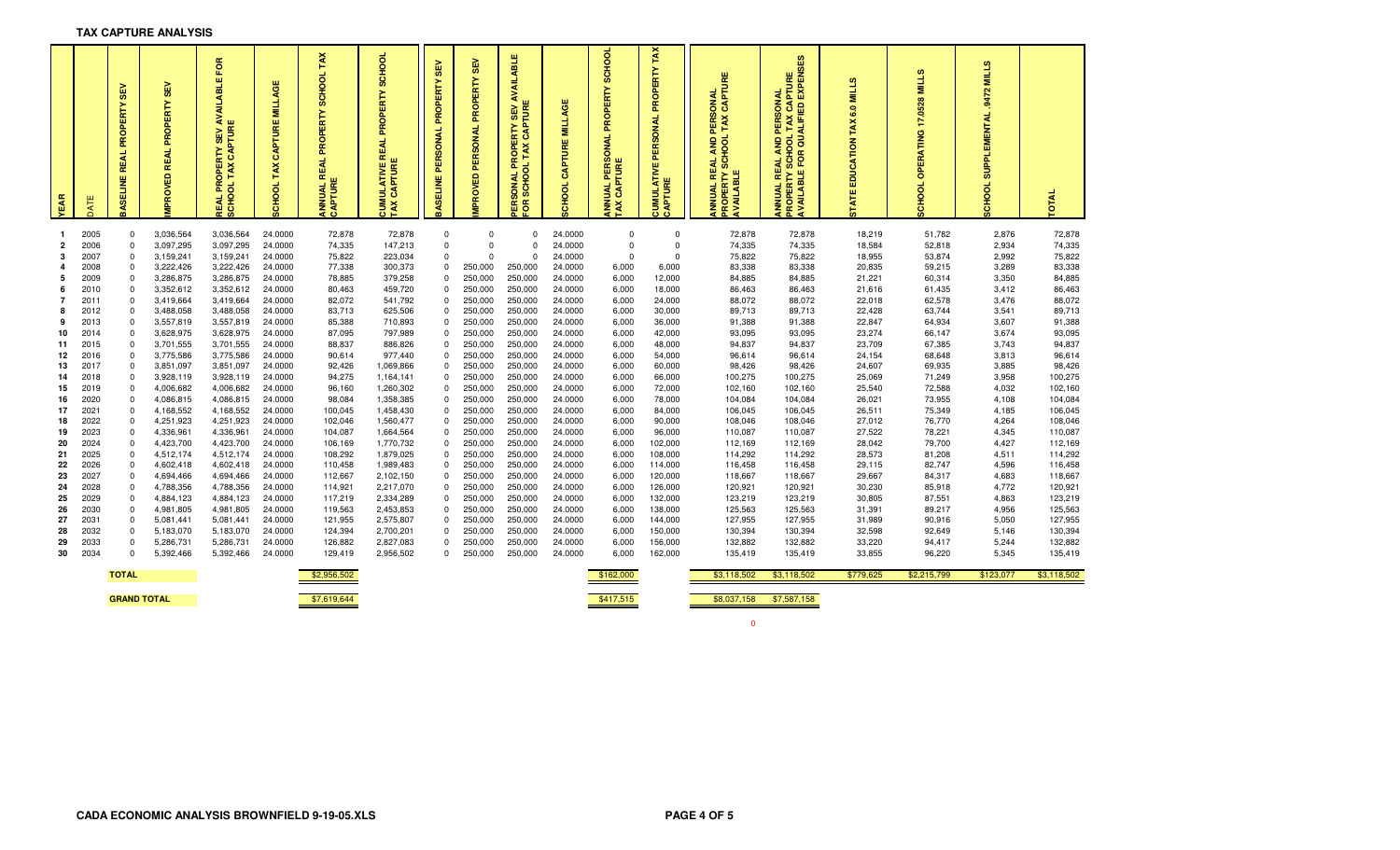**TAX CAPTURE ANALYSIS**

| YEAR | DATE | BASELINE REAL PROPERTY SEV | IMPROVED REAL PROPERTY SEV | REAL PROPERTY SEV AVAILABLE FOR SCHOOL TAX CAPTURE | SCHOOL TAX CAPTURE MILLAGE | ANNUAL REAL PROPERTY SCHOOL TAX CAPTURE | CUMULATIVE REAL PROPERTY SCHOOL TAX CAPTURE | BASELINE PERSONAL PROPERTY SEV | IMPROVED PERSONAL PROPERTY SEV | PERSONAL PROPERTY SEV AVAILABLE FOR SCHOOL TAX CAPTURE | SCHOOL CAPTURE MILLAGE | ANNUAL PERSONAL PROPERTY SCHOOL TAX CAPTURE | CUMULATIVE PERSONAL PROPERTY TAX CAPTURE | ANNUAL REAL AND PERSONAL PROPERTY SCHOOL TAX CAPTURE AVAILABLE | ANNUAL REAL AND PERSONAL PROPERTY SCHOOL TAX CAPTURE AVAILABLE FOR QUALIFIED EXPENSES | STATE EDUCATION TAX 6.0 MILLS | SCHOOL OPERATING 17.0528 MILLS | SCHOOL SUPPLEMENTAL .9472 MILLS | TOTAL |
|---|---|---|---|---|---|---|---|---|---|---|---|---|---|---|---|---|---|---|---|
| 1 | 2005 | 0 | 3,036,564 | 3,036,564 | 24.0000 | 72,878 | 72,878 | 0 | 0 | 0 | 24.0000 | 0 | 0 | 72,878 | 72,878 | 18,219 | 51,782 | 2,876 | 72,878 |
| 2 | 2006 | 0 | 3,097,295 | 3,097,295 | 24.0000 | 74,335 | 147,213 | 0 | 0 | 0 | 24.0000 | 0 | 0 | 74,335 | 74,335 | 18,584 | 52,818 | 2,934 | 74,335 |
| 3 | 2007 | 0 | 3,159,241 | 3,159,241 | 24.0000 | 75,822 | 223,034 | 0 | 0 | 0 | 24.0000 | 0 | 0 | 75,822 | 75,822 | 18,955 | 53,874 | 2,992 | 75,822 |
| 4 | 2008 | 0 | 3,222,426 | 3,222,426 | 24.0000 | 77,338 | 300,373 | 0 | 250,000 | 250,000 | 24.0000 | 6,000 | 6,000 | 83,338 | 83,338 | 20,835 | 59,215 | 3,289 | 83,338 |
| 5 | 2009 | 0 | 3,286,875 | 3,286,875 | 24.0000 | 78,885 | 379,258 | 0 | 250,000 | 250,000 | 24.0000 | 6,000 | 12,000 | 84,885 | 84,885 | 21,221 | 60,314 | 3,350 | 84,885 |
| 6 | 2010 | 0 | 3,352,612 | 3,352,612 | 24.0000 | 80,463 | 459,720 | 0 | 250,000 | 250,000 | 24.0000 | 6,000 | 18,000 | 86,463 | 86,463 | 21,616 | 61,435 | 3,412 | 86,463 |
| 7 | 2011 | 0 | 3,419,664 | 3,419,664 | 24.0000 | 82,072 | 541,792 | 0 | 250,000 | 250,000 | 24.0000 | 6,000 | 24,000 | 88,072 | 88,072 | 22,018 | 62,578 | 3,476 | 88,072 |
| 8 | 2012 | 0 | 3,488,058 | 3,488,058 | 24.0000 | 83,713 | 625,506 | 0 | 250,000 | 250,000 | 24.0000 | 6,000 | 30,000 | 89,713 | 89,713 | 22,428 | 63,744 | 3,541 | 89,713 |
| 9 | 2013 | 0 | 3,557,819 | 3,557,819 | 24.0000 | 85,388 | 710,893 | 0 | 250,000 | 250,000 | 24.0000 | 6,000 | 36,000 | 91,388 | 91,388 | 22,847 | 64,934 | 3,607 | 91,388 |
| 10 | 2014 | 0 | 3,628,975 | 3,628,975 | 24.0000 | 87,095 | 797,989 | 0 | 250,000 | 250,000 | 24.0000 | 6,000 | 42,000 | 93,095 | 93,095 | 23,274 | 66,147 | 3,674 | 93,095 |
| 11 | 2015 | 0 | 3,701,555 | 3,701,555 | 24.0000 | 88,837 | 886,826 | 0 | 250,000 | 250,000 | 24.0000 | 6,000 | 48,000 | 94,837 | 94,837 | 23,709 | 67,385 | 3,743 | 94,837 |
| 12 | 2016 | 0 | 3,775,586 | 3,775,586 | 24.0000 | 90,614 | 977,440 | 0 | 250,000 | 250,000 | 24.0000 | 6,000 | 54,000 | 96,614 | 96,614 | 24,154 | 68,648 | 3,813 | 96,614 |
| 13 | 2017 | 0 | 3,851,097 | 3,851,097 | 24.0000 | 92,426 | 1,069,866 | 0 | 250,000 | 250,000 | 24.0000 | 6,000 | 60,000 | 98,426 | 98,426 | 24,607 | 69,935 | 3,885 | 98,426 |
| 14 | 2018 | 0 | 3,928,119 | 3,928,119 | 24.0000 | 94,275 | 1,164,141 | 0 | 250,000 | 250,000 | 24.0000 | 6,000 | 66,000 | 100,275 | 100,275 | 25,069 | 71,249 | 3,958 | 100,275 |
| 15 | 2019 | 0 | 4,006,682 | 4,006,682 | 24.0000 | 96,160 | 1,260,302 | 0 | 250,000 | 250,000 | 24.0000 | 6,000 | 72,000 | 102,160 | 102,160 | 25,540 | 72,588 | 4,032 | 102,160 |
| 16 | 2020 | 0 | 4,086,815 | 4,086,815 | 24.0000 | 98,084 | 1,358,385 | 0 | 250,000 | 250,000 | 24.0000 | 6,000 | 78,000 | 104,084 | 104,084 | 26,021 | 73,955 | 4,108 | 104,084 |
| 17 | 2021 | 0 | 4,168,552 | 4,168,552 | 24.0000 | 100,045 | 1,458,430 | 0 | 250,000 | 250,000 | 24.0000 | 6,000 | 84,000 | 106,045 | 106,045 | 26,511 | 75,349 | 4,185 | 106,045 |
| 18 | 2022 | 0 | 4,251,923 | 4,251,923 | 24.0000 | 102,046 | 1,560,477 | 0 | 250,000 | 250,000 | 24.0000 | 6,000 | 90,000 | 108,046 | 108,046 | 27,012 | 76,770 | 4,264 | 108,046 |
| 19 | 2023 | 0 | 4,336,961 | 4,336,961 | 24.0000 | 104,087 | 1,664,564 | 0 | 250,000 | 250,000 | 24.0000 | 6,000 | 96,000 | 110,087 | 110,087 | 27,522 | 78,221 | 4,345 | 110,087 |
| 20 | 2024 | 0 | 4,423,700 | 4,423,700 | 24.0000 | 106,169 | 1,770,732 | 0 | 250,000 | 250,000 | 24.0000 | 6,000 | 102,000 | 112,169 | 112,169 | 28,042 | 79,700 | 4,427 | 112,169 |
| 21 | 2025 | 0 | 4,512,174 | 4,512,174 | 24.0000 | 108,292 | 1,879,025 | 0 | 250,000 | 250,000 | 24.0000 | 6,000 | 108,000 | 114,292 | 114,292 | 28,573 | 81,208 | 4,511 | 114,292 |
| 22 | 2026 | 0 | 4,602,418 | 4,602,418 | 24.0000 | 110,458 | 1,989,483 | 0 | 250,000 | 250,000 | 24.0000 | 6,000 | 114,000 | 116,458 | 116,458 | 29,115 | 82,747 | 4,596 | 116,458 |
| 23 | 2027 | 0 | 4,694,466 | 4,694,466 | 24.0000 | 112,667 | 2,102,150 | 0 | 250,000 | 250,000 | 24.0000 | 6,000 | 120,000 | 118,667 | 118,667 | 29,667 | 84,317 | 4,683 | 118,667 |
| 24 | 2028 | 0 | 4,788,356 | 4,788,356 | 24.0000 | 114,921 | 2,217,070 | 0 | 250,000 | 250,000 | 24.0000 | 6,000 | 126,000 | 120,921 | 120,921 | 30,230 | 85,918 | 4,772 | 120,921 |
| 25 | 2029 | 0 | 4,884,123 | 4,884,123 | 24.0000 | 117,219 | 2,334,289 | 0 | 250,000 | 250,000 | 24.0000 | 6,000 | 132,000 | 123,219 | 123,219 | 30,805 | 87,551 | 4,863 | 123,219 |
| 26 | 2030 | 0 | 4,981,805 | 4,981,805 | 24.0000 | 119,563 | 2,453,853 | 0 | 250,000 | 250,000 | 24.0000 | 6,000 | 138,000 | 125,563 | 125,563 | 31,391 | 89,217 | 4,956 | 125,563 |
| 27 | 2031 | 0 | 5,081,441 | 5,081,441 | 24.0000 | 121,955 | 2,575,807 | 0 | 250,000 | 250,000 | 24.0000 | 6,000 | 144,000 | 127,955 | 127,955 | 31,989 | 90,916 | 5,050 | 127,955 |
| 28 | 2032 | 0 | 5,183,070 | 5,183,070 | 24.0000 | 124,394 | 2,700,201 | 0 | 250,000 | 250,000 | 24.0000 | 6,000 | 150,000 | 130,394 | 130,394 | 32,598 | 92,649 | 5,146 | 130,394 |
| 29 | 2033 | 0 | 5,286,731 | 5,286,731 | 24.0000 | 126,882 | 2,827,083 | 0 | 250,000 | 250,000 | 24.0000 | 6,000 | 156,000 | 132,882 | 132,882 | 33,220 | 94,417 | 5,244 | 132,882 |
| 30 | 2034 | 0 | 5,392,466 | 5,392,466 | 24.0000 | 129,419 | 2,956,502 | 0 | 250,000 | 250,000 | 24.0000 | 6,000 | 162,000 | 135,419 | 135,419 | 33,855 | 96,220 | 5,345 | 135,419 |
| | **TOTAL** | | | | | $2,956,502 | | | | | | $162,000 | | $3,118,502 | $3,118,502 | $779,625 | $2,215,799 | $123,077 | $3,118,502 |
| | **GRAND TOTAL** | | | | | $7,619,644 | | | | | | $417,515 | | $8,037,158 | $7,587,158 | | | | |

0

CADA ECONOMIC ANALYSIS BROWNFIELD 9-19-05.XLS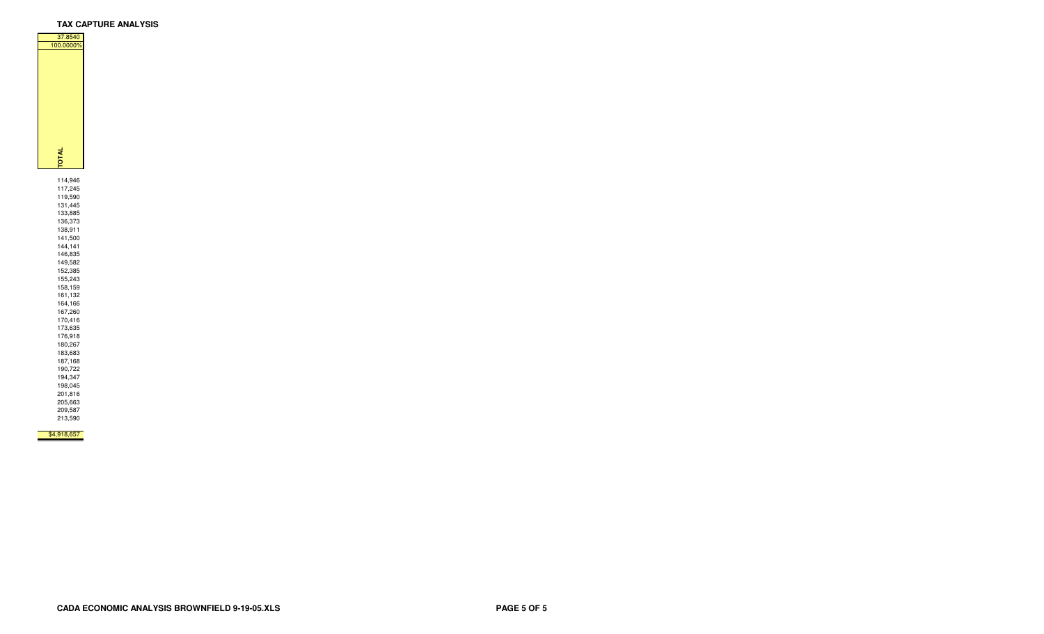**TAX CAPTURE ANALYSIS**

| TOTAL |
|---|
| 37.8540 |
| 100.0000% |
| 114,946 |
| 117,245 |
| 119,590 |
| 131,445 |
| 133,885 |
| 136,373 |
| 138,911 |
| 141,500 |
| 144,141 |
| 146,835 |
| 149,582 |
| 152,385 |
| 155,243 |
| 158,159 |
| 161,132 |
| 164,166 |
| 167,260 |
| 170,416 |
| 173,635 |
| 176,918 |
| 180,267 |
| 183,683 |
| 187,168 |
| 190,722 |
| 194,347 |
| 198,045 |
| 201,816 |
| 205,663 |
| 209,587 |
| 213,590 |
| $4,918,657 |

CADA ECONOMIC ANALYSIS BROWNFIELD 9-19-05.XLS